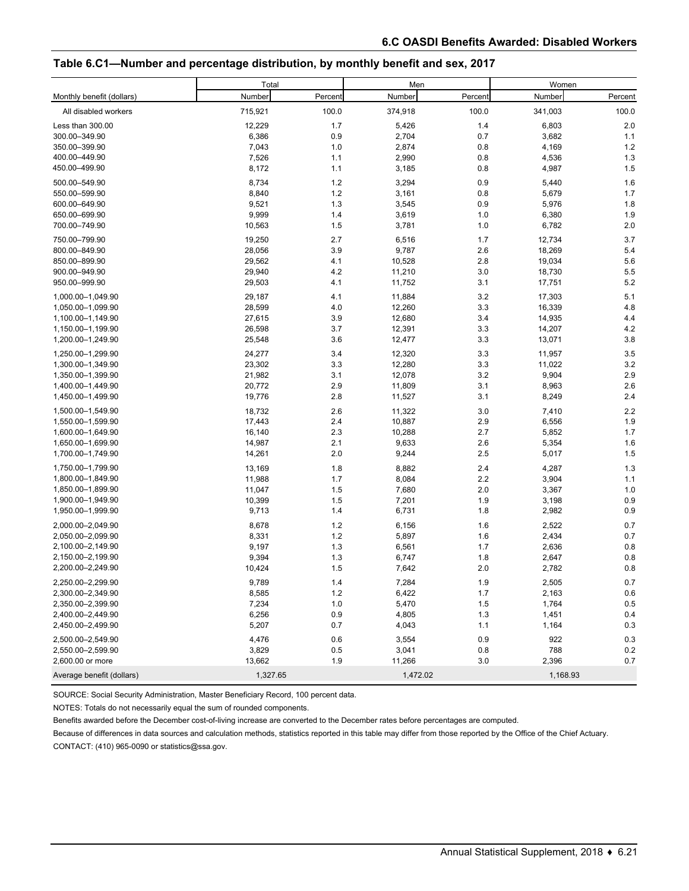## 6.C OASDI Benefits Awarded: Disabled Workers

### Table 6.C1—Number and percentage distribution, by monthly benefit and sex, 2017

| Monthly benefit (dollars) | Total | | Men | | Women | |
|---|---|---|---|---|---|---|
| | Number | Percent | Number | Percent | Number | Percent |
| All disabled workers | 715,921 | 100.0 | 374,918 | 100.0 | 341,003 | 100.0 |
| Less than 300.00 | 12,229 | 1.7 | 5,426 | 1.4 | 6,803 | 2.0 |
| 300.00–349.90 | 6,386 | 0.9 | 2,704 | 0.7 | 3,682 | 1.1 |
| 350.00–399.90 | 7,043 | 1.0 | 2,874 | 0.8 | 4,169 | 1.2 |
| 400.00–449.90 | 7,526 | 1.1 | 2,990 | 0.8 | 4,536 | 1.3 |
| 450.00–499.90 | 8,172 | 1.1 | 3,185 | 0.8 | 4,987 | 1.5 |
| 500.00–549.90 | 8,734 | 1.2 | 3,294 | 0.9 | 5,440 | 1.6 |
| 550.00–599.90 | 8,840 | 1.2 | 3,161 | 0.8 | 5,679 | 1.7 |
| 600.00–649.90 | 9,521 | 1.3 | 3,545 | 0.9 | 5,976 | 1.8 |
| 650.00–699.90 | 9,999 | 1.4 | 3,619 | 1.0 | 6,380 | 1.9 |
| 700.00–749.90 | 10,563 | 1.5 | 3,781 | 1.0 | 6,782 | 2.0 |
| 750.00–799.90 | 19,250 | 2.7 | 6,516 | 1.7 | 12,734 | 3.7 |
| 800.00–849.90 | 28,056 | 3.9 | 9,787 | 2.6 | 18,269 | 5.4 |
| 850.00–899.90 | 29,562 | 4.1 | 10,528 | 2.8 | 19,034 | 5.6 |
| 900.00–949.90 | 29,940 | 4.2 | 11,210 | 3.0 | 18,730 | 5.5 |
| 950.00–999.90 | 29,503 | 4.1 | 11,752 | 3.1 | 17,751 | 5.2 |
| 1,000.00–1,049.90 | 29,187 | 4.1 | 11,884 | 3.2 | 17,303 | 5.1 |
| 1,050.00–1,099.90 | 28,599 | 4.0 | 12,260 | 3.3 | 16,339 | 4.8 |
| 1,100.00–1,149.90 | 27,615 | 3.9 | 12,680 | 3.4 | 14,935 | 4.4 |
| 1,150.00–1,199.90 | 26,598 | 3.7 | 12,391 | 3.3 | 14,207 | 4.2 |
| 1,200.00–1,249.90 | 25,548 | 3.6 | 12,477 | 3.3 | 13,071 | 3.8 |
| 1,250.00–1,299.90 | 24,277 | 3.4 | 12,320 | 3.3 | 11,957 | 3.5 |
| 1,300.00–1,349.90 | 23,302 | 3.3 | 12,280 | 3.3 | 11,022 | 3.2 |
| 1,350.00–1,399.90 | 21,982 | 3.1 | 12,078 | 3.2 | 9,904 | 2.9 |
| 1,400.00–1,449.90 | 20,772 | 2.9 | 11,809 | 3.1 | 8,963 | 2.6 |
| 1,450.00–1,499.90 | 19,776 | 2.8 | 11,527 | 3.1 | 8,249 | 2.4 |
| 1,500.00–1,549.90 | 18,732 | 2.6 | 11,322 | 3.0 | 7,410 | 2.2 |
| 1,550.00–1,599.90 | 17,443 | 2.4 | 10,887 | 2.9 | 6,556 | 1.9 |
| 1,600.00–1,649.90 | 16,140 | 2.3 | 10,288 | 2.7 | 5,852 | 1.7 |
| 1,650.00–1,699.90 | 14,987 | 2.1 | 9,633 | 2.6 | 5,354 | 1.6 |
| 1,700.00–1,749.90 | 14,261 | 2.0 | 9,244 | 2.5 | 5,017 | 1.5 |
| 1,750.00–1,799.90 | 13,169 | 1.8 | 8,882 | 2.4 | 4,287 | 1.3 |
| 1,800.00–1,849.90 | 11,988 | 1.7 | 8,084 | 2.2 | 3,904 | 1.1 |
| 1,850.00–1,899.90 | 11,047 | 1.5 | 7,680 | 2.0 | 3,367 | 1.0 |
| 1,900.00–1,949.90 | 10,399 | 1.5 | 7,201 | 1.9 | 3,198 | 0.9 |
| 1,950.00–1,999.90 | 9,713 | 1.4 | 6,731 | 1.8 | 2,982 | 0.9 |
| 2,000.00–2,049.90 | 8,678 | 1.2 | 6,156 | 1.6 | 2,522 | 0.7 |
| 2,050.00–2,099.90 | 8,331 | 1.2 | 5,897 | 1.6 | 2,434 | 0.7 |
| 2,100.00–2,149.90 | 9,197 | 1.3 | 6,561 | 1.7 | 2,636 | 0.8 |
| 2,150.00–2,199.90 | 9,394 | 1.3 | 6,747 | 1.8 | 2,647 | 0.8 |
| 2,200.00–2,249.90 | 10,424 | 1.5 | 7,642 | 2.0 | 2,782 | 0.8 |
| 2,250.00–2,299.90 | 9,789 | 1.4 | 7,284 | 1.9 | 2,505 | 0.7 |
| 2,300.00–2,349.90 | 8,585 | 1.2 | 6,422 | 1.7 | 2,163 | 0.6 |
| 2,350.00–2,399.90 | 7,234 | 1.0 | 5,470 | 1.5 | 1,764 | 0.5 |
| 2,400.00–2,449.90 | 6,256 | 0.9 | 4,805 | 1.3 | 1,451 | 0.4 |
| 2,450.00–2,499.90 | 5,207 | 0.7 | 4,043 | 1.1 | 1,164 | 0.3 |
| 2,500.00–2,549.90 | 4,476 | 0.6 | 3,554 | 0.9 | 922 | 0.3 |
| 2,550.00–2,599.90 | 3,829 | 0.5 | 3,041 | 0.8 | 788 | 0.2 |
| 2,600.00 or more | 13,662 | 1.9 | 11,266 | 3.0 | 2,396 | 0.7 |
| Average benefit (dollars) | 1,327.65 | | 1,472.02 | | 1,168.93 | |

SOURCE: Social Security Administration, Master Beneficiary Record, 100 percent data.

NOTES: Totals do not necessarily equal the sum of rounded components.

Benefits awarded before the December cost-of-living increase are converted to the December rates before percentages are computed.

Because of differences in data sources and calculation methods, statistics reported in this table may differ from those reported by the Office of the Chief Actuary.

CONTACT: (410) 965-0090 or statistics@ssa.gov.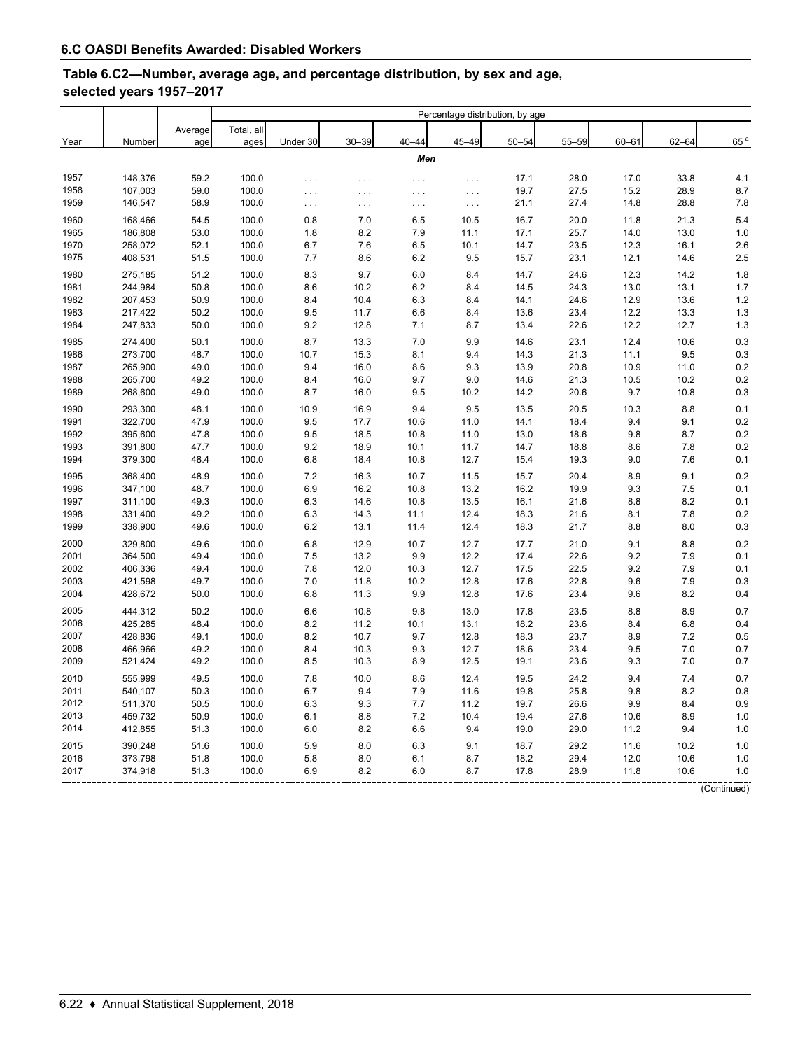## 6.C OASDI Benefits Awarded: Disabled Workers

### Table 6.C2—Number, average age, and percentage distribution, by sex and age, selected years 1957–2017

| Year | Number | Average age | Percentage distribution, by age | | | | | | | | | | |
|---|---|---|---|---|---|---|---|---|---|---|---|---|---|
| | | | Total, all ages | Under 30 | 30–39 | 40–44 | 45–49 | 50–54 | 55–59 | 60–61 | 62–64 | 65 [a] |
| | | | | | | *Men* | | | | | | |
| 1957 | 148,376 | 59.2 | 100.0 | . . . | . . . | . . . | . . . | 17.1 | 28.0 | 17.0 | 33.8 | 4.1 |
| 1958 | 107,003 | 59.0 | 100.0 | . . . | . . . | . . . | . . . | 19.7 | 27.5 | 15.2 | 28.9 | 8.7 |
| 1959 | 146,547 | 58.9 | 100.0 | . . . | . . . | . . . | . . . | 21.1 | 27.4 | 14.8 | 28.8 | 7.8 |
| 1960 | 168,466 | 54.5 | 100.0 | 0.8 | 7.0 | 6.5 | 10.5 | 16.7 | 20.0 | 11.8 | 21.3 | 5.4 |
| 1965 | 186,808 | 53.0 | 100.0 | 1.8 | 8.2 | 7.9 | 11.1 | 17.1 | 25.7 | 14.0 | 13.0 | 1.0 |
| 1970 | 258,072 | 52.1 | 100.0 | 6.7 | 7.6 | 6.5 | 10.1 | 14.7 | 23.5 | 12.3 | 16.1 | 2.6 |
| 1975 | 408,531 | 51.5 | 100.0 | 7.7 | 8.6 | 6.2 | 9.5 | 15.7 | 23.1 | 12.1 | 14.6 | 2.5 |
| 1980 | 275,185 | 51.2 | 100.0 | 8.3 | 9.7 | 6.0 | 8.4 | 14.7 | 24.6 | 12.3 | 14.2 | 1.8 |
| 1981 | 244,984 | 50.8 | 100.0 | 8.6 | 10.2 | 6.2 | 8.4 | 14.5 | 24.3 | 13.0 | 13.1 | 1.7 |
| 1982 | 207,453 | 50.9 | 100.0 | 8.4 | 10.4 | 6.3 | 8.4 | 14.1 | 24.6 | 12.9 | 13.6 | 1.2 |
| 1983 | 217,422 | 50.2 | 100.0 | 9.5 | 11.7 | 6.6 | 8.4 | 13.6 | 23.4 | 12.2 | 13.3 | 1.3 |
| 1984 | 247,833 | 50.0 | 100.0 | 9.2 | 12.8 | 7.1 | 8.7 | 13.4 | 22.6 | 12.2 | 12.7 | 1.3 |
| 1985 | 274,400 | 50.1 | 100.0 | 8.7 | 13.3 | 7.0 | 9.9 | 14.6 | 23.1 | 12.4 | 10.6 | 0.3 |
| 1986 | 273,700 | 48.7 | 100.0 | 10.7 | 15.3 | 8.1 | 9.4 | 14.3 | 21.3 | 11.1 | 9.5 | 0.3 |
| 1987 | 265,900 | 49.0 | 100.0 | 9.4 | 16.0 | 8.6 | 9.3 | 13.9 | 20.8 | 10.9 | 11.0 | 0.2 |
| 1988 | 265,700 | 49.2 | 100.0 | 8.4 | 16.0 | 9.7 | 9.0 | 14.6 | 21.3 | 10.5 | 10.2 | 0.2 |
| 1989 | 268,600 | 49.0 | 100.0 | 8.7 | 16.0 | 9.5 | 10.2 | 14.2 | 20.6 | 9.7 | 10.8 | 0.3 |
| 1990 | 293,300 | 48.1 | 100.0 | 10.9 | 16.9 | 9.4 | 9.5 | 13.5 | 20.5 | 10.3 | 8.8 | 0.1 |
| 1991 | 322,700 | 47.9 | 100.0 | 9.5 | 17.7 | 10.6 | 11.0 | 14.1 | 18.4 | 9.4 | 9.1 | 0.2 |
| 1992 | 395,600 | 47.8 | 100.0 | 9.5 | 18.5 | 10.8 | 11.0 | 13.0 | 18.6 | 9.8 | 8.7 | 0.2 |
| 1993 | 391,800 | 47.7 | 100.0 | 9.2 | 18.9 | 10.1 | 11.7 | 14.7 | 18.8 | 8.6 | 7.8 | 0.2 |
| 1994 | 379,300 | 48.4 | 100.0 | 6.8 | 18.4 | 10.8 | 12.7 | 15.4 | 19.3 | 9.0 | 7.6 | 0.1 |
| 1995 | 368,400 | 48.9 | 100.0 | 7.2 | 16.3 | 10.7 | 11.5 | 15.7 | 20.4 | 8.9 | 9.1 | 0.2 |
| 1996 | 347,100 | 48.7 | 100.0 | 6.9 | 16.2 | 10.8 | 13.2 | 16.2 | 19.9 | 9.3 | 7.5 | 0.1 |
| 1997 | 311,100 | 49.3 | 100.0 | 6.3 | 14.6 | 10.8 | 13.5 | 16.1 | 21.6 | 8.8 | 8.2 | 0.1 |
| 1998 | 331,400 | 49.2 | 100.0 | 6.3 | 14.3 | 11.1 | 12.4 | 18.3 | 21.6 | 8.1 | 7.8 | 0.2 |
| 1999 | 338,900 | 49.6 | 100.0 | 6.2 | 13.1 | 11.4 | 12.4 | 18.3 | 21.7 | 8.8 | 8.0 | 0.3 |
| 2000 | 329,800 | 49.6 | 100.0 | 6.8 | 12.9 | 10.7 | 12.7 | 17.7 | 21.0 | 9.1 | 8.8 | 0.2 |
| 2001 | 364,500 | 49.4 | 100.0 | 7.5 | 13.2 | 9.9 | 12.2 | 17.4 | 22.6 | 9.2 | 7.9 | 0.1 |
| 2002 | 406,336 | 49.4 | 100.0 | 7.8 | 12.0 | 10.3 | 12.7 | 17.5 | 22.5 | 9.2 | 7.9 | 0.1 |
| 2003 | 421,598 | 49.7 | 100.0 | 7.0 | 11.8 | 10.2 | 12.8 | 17.6 | 22.8 | 9.6 | 7.9 | 0.3 |
| 2004 | 428,672 | 50.0 | 100.0 | 6.8 | 11.3 | 9.9 | 12.8 | 17.6 | 23.4 | 9.6 | 8.2 | 0.4 |
| 2005 | 444,312 | 50.2 | 100.0 | 6.6 | 10.8 | 9.8 | 13.0 | 17.8 | 23.5 | 8.8 | 8.9 | 0.7 |
| 2006 | 425,285 | 48.4 | 100.0 | 8.2 | 11.2 | 10.1 | 13.1 | 18.2 | 23.6 | 8.4 | 6.8 | 0.4 |
| 2007 | 428,836 | 49.1 | 100.0 | 8.2 | 10.7 | 9.7 | 12.8 | 18.3 | 23.7 | 8.9 | 7.2 | 0.5 |
| 2008 | 466,966 | 49.2 | 100.0 | 8.4 | 10.3 | 9.3 | 12.7 | 18.6 | 23.4 | 9.5 | 7.0 | 0.7 |
| 2009 | 521,424 | 49.2 | 100.0 | 8.5 | 10.3 | 8.9 | 12.5 | 19.1 | 23.6 | 9.3 | 7.0 | 0.7 |
| 2010 | 555,999 | 49.5 | 100.0 | 7.8 | 10.0 | 8.6 | 12.4 | 19.5 | 24.2 | 9.4 | 7.4 | 0.7 |
| 2011 | 540,107 | 50.3 | 100.0 | 6.7 | 9.4 | 7.9 | 11.6 | 19.8 | 25.8 | 9.8 | 8.2 | 0.8 |
| 2012 | 511,370 | 50.5 | 100.0 | 6.3 | 9.3 | 7.7 | 11.2 | 19.7 | 26.6 | 9.9 | 8.4 | 0.9 |
| 2013 | 459,732 | 50.9 | 100.0 | 6.1 | 8.8 | 7.2 | 10.4 | 19.4 | 27.6 | 10.6 | 8.9 | 1.0 |
| 2014 | 412,855 | 51.3 | 100.0 | 6.0 | 8.2 | 6.6 | 9.4 | 19.0 | 29.0 | 11.2 | 9.4 | 1.0 |
| 2015 | 390,248 | 51.6 | 100.0 | 5.9 | 8.0 | 6.3 | 9.1 | 18.7 | 29.2 | 11.6 | 10.2 | 1.0 |
| 2016 | 373,798 | 51.8 | 100.0 | 5.8 | 8.0 | 6.1 | 8.7 | 18.2 | 29.4 | 12.0 | 10.6 | 1.0 |
| 2017 | 374,918 | 51.3 | 100.0 | 6.9 | 8.2 | 6.0 | 8.7 | 17.8 | 28.9 | 11.8 | 10.6 | 1.0 |

(Continued)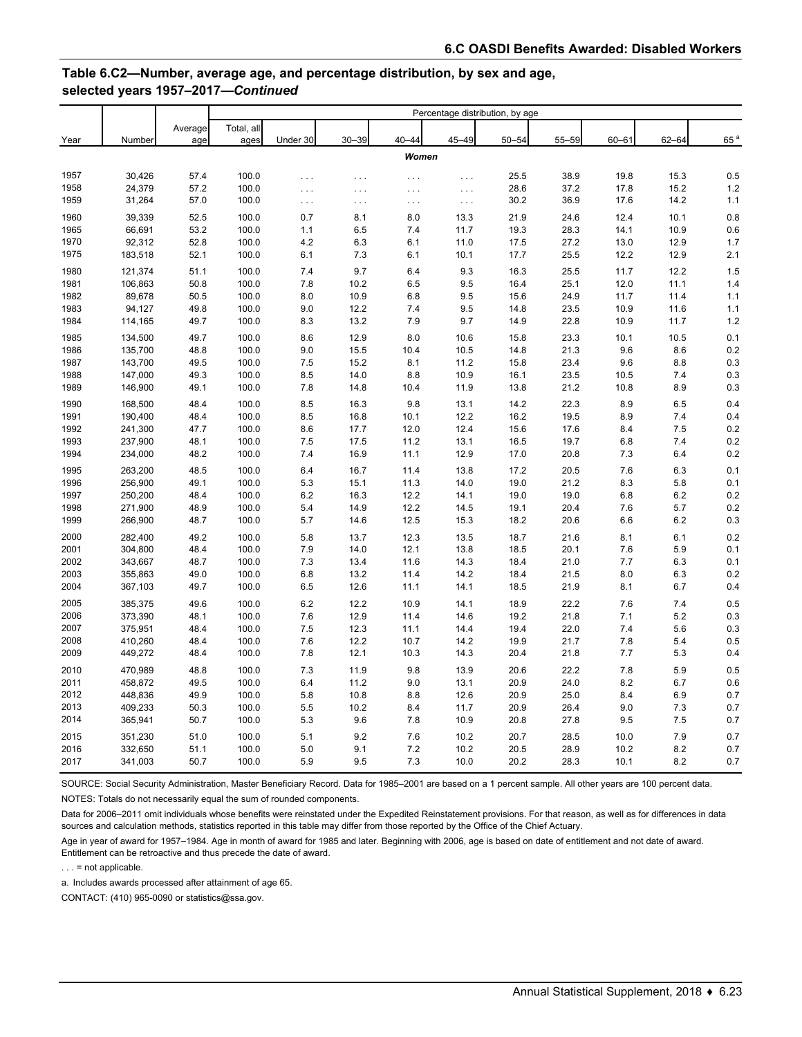## Table 6.C2—Number, average age, and percentage distribution, by sex and age, selected years 1957–2017—*Continued*

| Year | Number | Average age | Percentage distribution, by age | | | | | | | | | | |
|---|---|---|---|---|---|---|---|---|---|---|---|---|---|
| | | | Total, all ages | Under 30 | 30–39 | 40–44 | 45–49 | 50–54 | 55–59 | 60–61 | 62–64 | 65 [a] |
| | | | ***Women*** | | | | | | | | | |
| 1957 | 30,426 | 57.4 | 100.0 | . . . | . . . | . . . | . . . | 25.5 | 38.9 | 19.8 | 15.3 | 0.5 |
| 1958 | 24,379 | 57.2 | 100.0 | . . . | . . . | . . . | . . . | 28.6 | 37.2 | 17.8 | 15.2 | 1.2 |
| 1959 | 31,264 | 57.0 | 100.0 | . . . | . . . | . . . | . . . | 30.2 | 36.9 | 17.6 | 14.2 | 1.1 |
| 1960 | 39,339 | 52.5 | 100.0 | 0.7 | 8.1 | 8.0 | 13.3 | 21.9 | 24.6 | 12.4 | 10.1 | 0.8 |
| 1965 | 66,691 | 53.2 | 100.0 | 1.1 | 6.5 | 7.4 | 11.7 | 19.3 | 28.3 | 14.1 | 10.9 | 0.6 |
| 1970 | 92,312 | 52.8 | 100.0 | 4.2 | 6.3 | 6.1 | 11.0 | 17.5 | 27.2 | 13.0 | 12.9 | 1.7 |
| 1975 | 183,518 | 52.1 | 100.0 | 6.1 | 7.3 | 6.1 | 10.1 | 17.7 | 25.5 | 12.2 | 12.9 | 2.1 |
| 1980 | 121,374 | 51.1 | 100.0 | 7.4 | 9.7 | 6.4 | 9.3 | 16.3 | 25.5 | 11.7 | 12.2 | 1.5 |
| 1981 | 106,863 | 50.8 | 100.0 | 7.8 | 10.2 | 6.5 | 9.5 | 16.4 | 25.1 | 12.0 | 11.1 | 1.4 |
| 1982 | 89,678 | 50.5 | 100.0 | 8.0 | 10.9 | 6.8 | 9.5 | 15.6 | 24.9 | 11.7 | 11.4 | 1.1 |
| 1983 | 94,127 | 49.8 | 100.0 | 9.0 | 12.2 | 7.4 | 9.5 | 14.8 | 23.5 | 10.9 | 11.6 | 1.1 |
| 1984 | 114,165 | 49.7 | 100.0 | 8.3 | 13.2 | 7.9 | 9.7 | 14.9 | 22.8 | 10.9 | 11.7 | 1.2 |
| 1985 | 134,500 | 49.7 | 100.0 | 8.6 | 12.9 | 8.0 | 10.6 | 15.8 | 23.3 | 10.1 | 10.5 | 0.1 |
| 1986 | 135,700 | 48.8 | 100.0 | 9.0 | 15.5 | 10.4 | 10.5 | 14.8 | 21.3 | 9.6 | 8.6 | 0.2 |
| 1987 | 143,700 | 49.5 | 100.0 | 7.5 | 15.2 | 8.1 | 11.2 | 15.8 | 23.4 | 9.6 | 8.8 | 0.3 |
| 1988 | 147,000 | 49.3 | 100.0 | 8.5 | 14.0 | 8.8 | 10.9 | 16.1 | 23.5 | 10.5 | 7.4 | 0.3 |
| 1989 | 146,900 | 49.1 | 100.0 | 7.8 | 14.8 | 10.4 | 11.9 | 13.8 | 21.2 | 10.8 | 8.9 | 0.3 |
| 1990 | 168,500 | 48.4 | 100.0 | 8.5 | 16.3 | 9.8 | 13.1 | 14.2 | 22.3 | 8.9 | 6.5 | 0.4 |
| 1991 | 190,400 | 48.4 | 100.0 | 8.5 | 16.8 | 10.1 | 12.2 | 16.2 | 19.5 | 8.9 | 7.4 | 0.4 |
| 1992 | 241,300 | 47.7 | 100.0 | 8.6 | 17.7 | 12.0 | 12.4 | 15.6 | 17.6 | 8.4 | 7.5 | 0.2 |
| 1993 | 237,900 | 48.1 | 100.0 | 7.5 | 17.5 | 11.2 | 13.1 | 16.5 | 19.7 | 6.8 | 7.4 | 0.2 |
| 1994 | 234,000 | 48.2 | 100.0 | 7.4 | 16.9 | 11.1 | 12.9 | 17.0 | 20.8 | 7.3 | 6.4 | 0.2 |
| 1995 | 263,200 | 48.5 | 100.0 | 6.4 | 16.7 | 11.4 | 13.8 | 17.2 | 20.5 | 7.6 | 6.3 | 0.1 |
| 1996 | 256,900 | 49.1 | 100.0 | 5.3 | 15.1 | 11.3 | 14.0 | 19.0 | 21.2 | 8.3 | 5.8 | 0.1 |
| 1997 | 250,200 | 48.4 | 100.0 | 6.2 | 16.3 | 12.2 | 14.1 | 19.0 | 19.0 | 6.8 | 6.2 | 0.2 |
| 1998 | 271,900 | 48.9 | 100.0 | 5.4 | 14.9 | 12.2 | 14.5 | 19.1 | 20.4 | 7.6 | 5.7 | 0.2 |
| 1999 | 266,900 | 48.7 | 100.0 | 5.7 | 14.6 | 12.5 | 15.3 | 18.2 | 20.6 | 6.6 | 6.2 | 0.3 |
| 2000 | 282,400 | 49.2 | 100.0 | 5.8 | 13.7 | 12.3 | 13.5 | 18.7 | 21.6 | 8.1 | 6.1 | 0.2 |
| 2001 | 304,800 | 48.4 | 100.0 | 7.9 | 14.0 | 12.1 | 13.8 | 18.5 | 20.1 | 7.6 | 5.9 | 0.1 |
| 2002 | 343,667 | 48.7 | 100.0 | 7.3 | 13.4 | 11.6 | 14.3 | 18.4 | 21.0 | 7.7 | 6.3 | 0.1 |
| 2003 | 355,863 | 49.0 | 100.0 | 6.8 | 13.2 | 11.4 | 14.2 | 18.4 | 21.5 | 8.0 | 6.3 | 0.2 |
| 2004 | 367,103 | 49.7 | 100.0 | 6.5 | 12.6 | 11.1 | 14.1 | 18.5 | 21.9 | 8.1 | 6.7 | 0.4 |
| 2005 | 385,375 | 49.6 | 100.0 | 6.2 | 12.2 | 10.9 | 14.1 | 18.9 | 22.2 | 7.6 | 7.4 | 0.5 |
| 2006 | 373,390 | 48.1 | 100.0 | 7.6 | 12.9 | 11.4 | 14.6 | 19.2 | 21.8 | 7.1 | 5.2 | 0.3 |
| 2007 | 375,951 | 48.4 | 100.0 | 7.5 | 12.3 | 11.1 | 14.4 | 19.4 | 22.0 | 7.4 | 5.6 | 0.3 |
| 2008 | 410,260 | 48.4 | 100.0 | 7.6 | 12.2 | 10.7 | 14.2 | 19.9 | 21.7 | 7.8 | 5.4 | 0.5 |
| 2009 | 449,272 | 48.4 | 100.0 | 7.8 | 12.1 | 10.3 | 14.3 | 20.4 | 21.8 | 7.7 | 5.3 | 0.4 |
| 2010 | 470,989 | 48.8 | 100.0 | 7.3 | 11.9 | 9.8 | 13.9 | 20.6 | 22.2 | 7.8 | 5.9 | 0.5 |
| 2011 | 458,872 | 49.5 | 100.0 | 6.4 | 11.2 | 9.0 | 13.1 | 20.9 | 24.0 | 8.2 | 6.7 | 0.6 |
| 2012 | 448,836 | 49.9 | 100.0 | 5.8 | 10.8 | 8.8 | 12.6 | 20.9 | 25.0 | 8.4 | 6.9 | 0.7 |
| 2013 | 409,233 | 50.3 | 100.0 | 5.5 | 10.2 | 8.4 | 11.7 | 20.9 | 26.4 | 9.0 | 7.3 | 0.7 |
| 2014 | 365,941 | 50.7 | 100.0 | 5.3 | 9.6 | 7.8 | 10.9 | 20.8 | 27.8 | 9.5 | 7.5 | 0.7 |
| 2015 | 351,230 | 51.0 | 100.0 | 5.1 | 9.2 | 7.6 | 10.2 | 20.7 | 28.5 | 10.0 | 7.9 | 0.7 |
| 2016 | 332,650 | 51.1 | 100.0 | 5.0 | 9.1 | 7.2 | 10.2 | 20.5 | 28.9 | 10.2 | 8.2 | 0.7 |
| 2017 | 341,003 | 50.7 | 100.0 | 5.9 | 9.5 | 7.3 | 10.0 | 20.2 | 28.3 | 10.1 | 8.2 | 0.7 |

SOURCE: Social Security Administration, Master Beneficiary Record. Data for 1985–2001 are based on a 1 percent sample. All other years are 100 percent data.

NOTES: Totals do not necessarily equal the sum of rounded components.

Data for 2006–2011 omit individuals whose benefits were reinstated under the Expedited Reinstatement provisions. For that reason, as well as for differences in data sources and calculation methods, statistics reported in this table may differ from those reported by the Office of the Chief Actuary.

Age in year of award for 1957–1984. Age in month of award for 1985 and later. Beginning with 2006, age is based on date of entitlement and not date of award. Entitlement can be retroactive and thus precede the date of award.

. . . = not applicable.

a. Includes awards processed after attainment of age 65.

CONTACT: (410) 965-0090 or statistics@ssa.gov.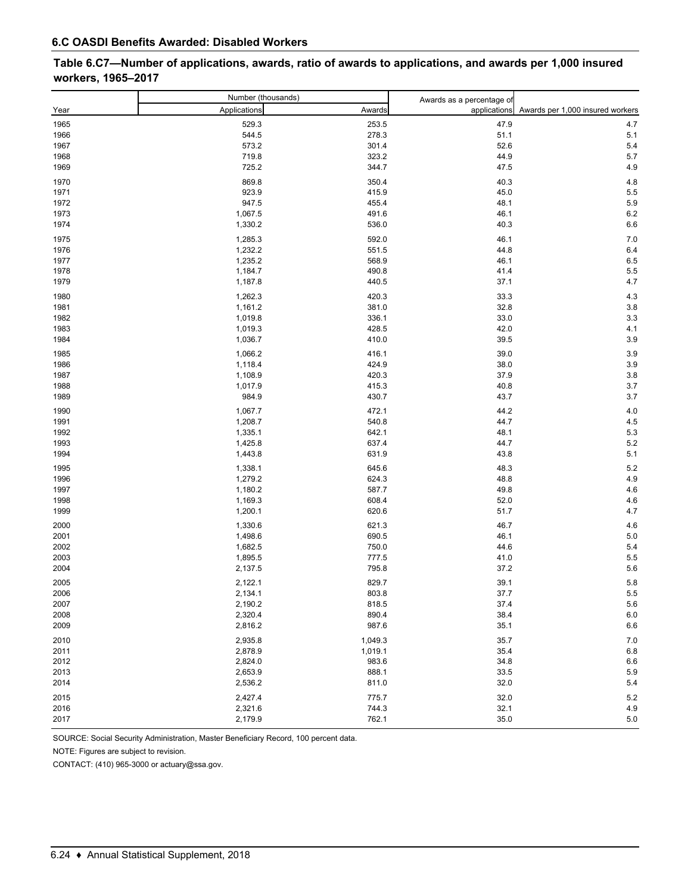## 6.C OASDI Benefits Awarded: Disabled Workers

### Table 6.C7—Number of applications, awards, ratio of awards to applications, and awards per 1,000 insured workers, 1965–2017

| Year | Number (thousands) | | Awards as a percentage of applications | Awards per 1,000 insured workers |
|---|---|---|---|---|
| | Applications | Awards | | |
| 1965 | 529.3 | 253.5 | 47.9 | 4.7 |
| 1966 | 544.5 | 278.3 | 51.1 | 5.1 |
| 1967 | 573.2 | 301.4 | 52.6 | 5.4 |
| 1968 | 719.8 | 323.2 | 44.9 | 5.7 |
| 1969 | 725.2 | 344.7 | 47.5 | 4.9 |
| 1970 | 869.8 | 350.4 | 40.3 | 4.8 |
| 1971 | 923.9 | 415.9 | 45.0 | 5.5 |
| 1972 | 947.5 | 455.4 | 48.1 | 5.9 |
| 1973 | 1,067.5 | 491.6 | 46.1 | 6.2 |
| 1974 | 1,330.2 | 536.0 | 40.3 | 6.6 |
| 1975 | 1,285.3 | 592.0 | 46.1 | 7.0 |
| 1976 | 1,232.2 | 551.5 | 44.8 | 6.4 |
| 1977 | 1,235.2 | 568.9 | 46.1 | 6.5 |
| 1978 | 1,184.7 | 490.8 | 41.4 | 5.5 |
| 1979 | 1,187.8 | 440.5 | 37.1 | 4.7 |
| 1980 | 1,262.3 | 420.3 | 33.3 | 4.3 |
| 1981 | 1,161.2 | 381.0 | 32.8 | 3.8 |
| 1982 | 1,019.8 | 336.1 | 33.0 | 3.3 |
| 1983 | 1,019.3 | 428.5 | 42.0 | 4.1 |
| 1984 | 1,036.7 | 410.0 | 39.5 | 3.9 |
| 1985 | 1,066.2 | 416.1 | 39.0 | 3.9 |
| 1986 | 1,118.4 | 424.9 | 38.0 | 3.9 |
| 1987 | 1,108.9 | 420.3 | 37.9 | 3.8 |
| 1988 | 1,017.9 | 415.3 | 40.8 | 3.7 |
| 1989 | 984.9 | 430.7 | 43.7 | 3.7 |
| 1990 | 1,067.7 | 472.1 | 44.2 | 4.0 |
| 1991 | 1,208.7 | 540.8 | 44.7 | 4.5 |
| 1992 | 1,335.1 | 642.1 | 48.1 | 5.3 |
| 1993 | 1,425.8 | 637.4 | 44.7 | 5.2 |
| 1994 | 1,443.8 | 631.9 | 43.8 | 5.1 |
| 1995 | 1,338.1 | 645.6 | 48.3 | 5.2 |
| 1996 | 1,279.2 | 624.3 | 48.8 | 4.9 |
| 1997 | 1,180.2 | 587.7 | 49.8 | 4.6 |
| 1998 | 1,169.3 | 608.4 | 52.0 | 4.6 |
| 1999 | 1,200.1 | 620.6 | 51.7 | 4.7 |
| 2000 | 1,330.6 | 621.3 | 46.7 | 4.6 |
| 2001 | 1,498.6 | 690.5 | 46.1 | 5.0 |
| 2002 | 1,682.5 | 750.0 | 44.6 | 5.4 |
| 2003 | 1,895.5 | 777.5 | 41.0 | 5.5 |
| 2004 | 2,137.5 | 795.8 | 37.2 | 5.6 |
| 2005 | 2,122.1 | 829.7 | 39.1 | 5.8 |
| 2006 | 2,134.1 | 803.8 | 37.7 | 5.5 |
| 2007 | 2,190.2 | 818.5 | 37.4 | 5.6 |
| 2008 | 2,320.4 | 890.4 | 38.4 | 6.0 |
| 2009 | 2,816.2 | 987.6 | 35.1 | 6.6 |
| 2010 | 2,935.8 | 1,049.3 | 35.7 | 7.0 |
| 2011 | 2,878.9 | 1,019.1 | 35.4 | 6.8 |
| 2012 | 2,824.0 | 983.6 | 34.8 | 6.6 |
| 2013 | 2,653.9 | 888.1 | 33.5 | 5.9 |
| 2014 | 2,536.2 | 811.0 | 32.0 | 5.4 |
| 2015 | 2,427.4 | 775.7 | 32.0 | 5.2 |
| 2016 | 2,321.6 | 744.3 | 32.1 | 4.9 |
| 2017 | 2,179.9 | 762.1 | 35.0 | 5.0 |

SOURCE: Social Security Administration, Master Beneficiary Record, 100 percent data.

NOTE: Figures are subject to revision.

CONTACT: (410) 965-3000 or actuary@ssa.gov.